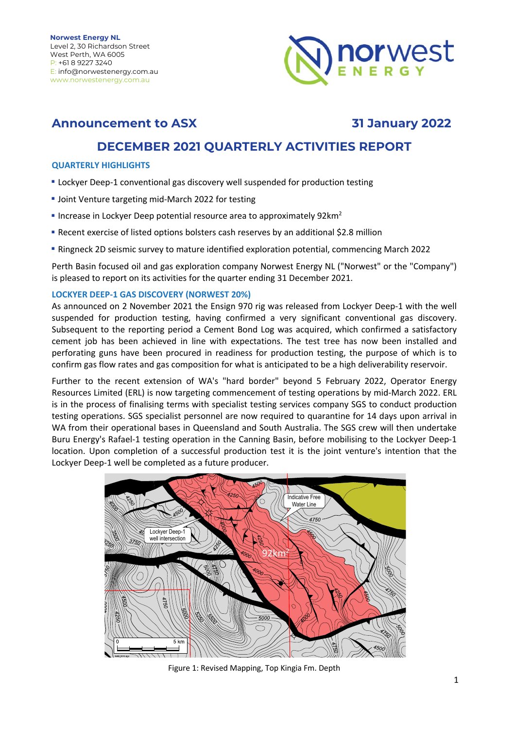**Norwest Energy NL**
Level 2, 30 Richardson Street
West Perth, WA 6005
P: +61 8 9227 3240
E: info@norwestenergy.com.au
www.norwestenergy.com.au

## Announcement to ASX

**31 January 2022**

# DECEMBER 2021 QUARTERLY ACTIVITIES REPORT

### QUARTERLY HIGHLIGHTS

- Lockyer Deep-1 conventional gas discovery well suspended for production testing
- Joint Venture targeting mid-March 2022 for testing
- Increase in Lockyer Deep potential resource area to approximately 92km$^2$
- Recent exercise of listed options bolsters cash reserves by an additional $2.8 million
- Ringneck 2D seismic survey to mature identified exploration potential, commencing March 2022

Perth Basin focused oil and gas exploration company Norwest Energy NL ("Norwest" or the "Company") is pleased to report on its activities for the quarter ending 31 December 2021.

### LOCKYER DEEP-1 GAS DISCOVERY (NORWEST 20%)

As announced on 2 November 2021 the Ensign 970 rig was released from Lockyer Deep-1 with the well suspended for production testing, having confirmed a very significant conventional gas discovery. Subsequent to the reporting period a Cement Bond Log was acquired, which confirmed a satisfactory cement job has been achieved in line with expectations. The test tree has now been installed and perforating guns have been procured in readiness for production testing, the purpose of which is to confirm gas flow rates and gas composition for what is anticipated to be a high deliverability reservoir.

Further to the recent extension of WA's "hard border" beyond 5 February 2022, Operator Energy Resources Limited (ERL) is now targeting commencement of testing operations by mid-March 2022. ERL is in the process of finalising terms with specialist testing services company SGS to conduct production testing operations. SGS specialist personnel are now required to quarantine for 14 days upon arrival in WA from their operational bases in Queensland and South Australia. The SGS crew will then undertake Buru Energy's Rafael-1 testing operation in the Canning Basin, before mobilising to the Lockyer Deep-1 location. Upon completion of a successful production test it is the joint venture's intention that the Lockyer Deep-1 well be completed as a future producer.

Figure 1: Revised Mapping, Top Kingia Fm. Depth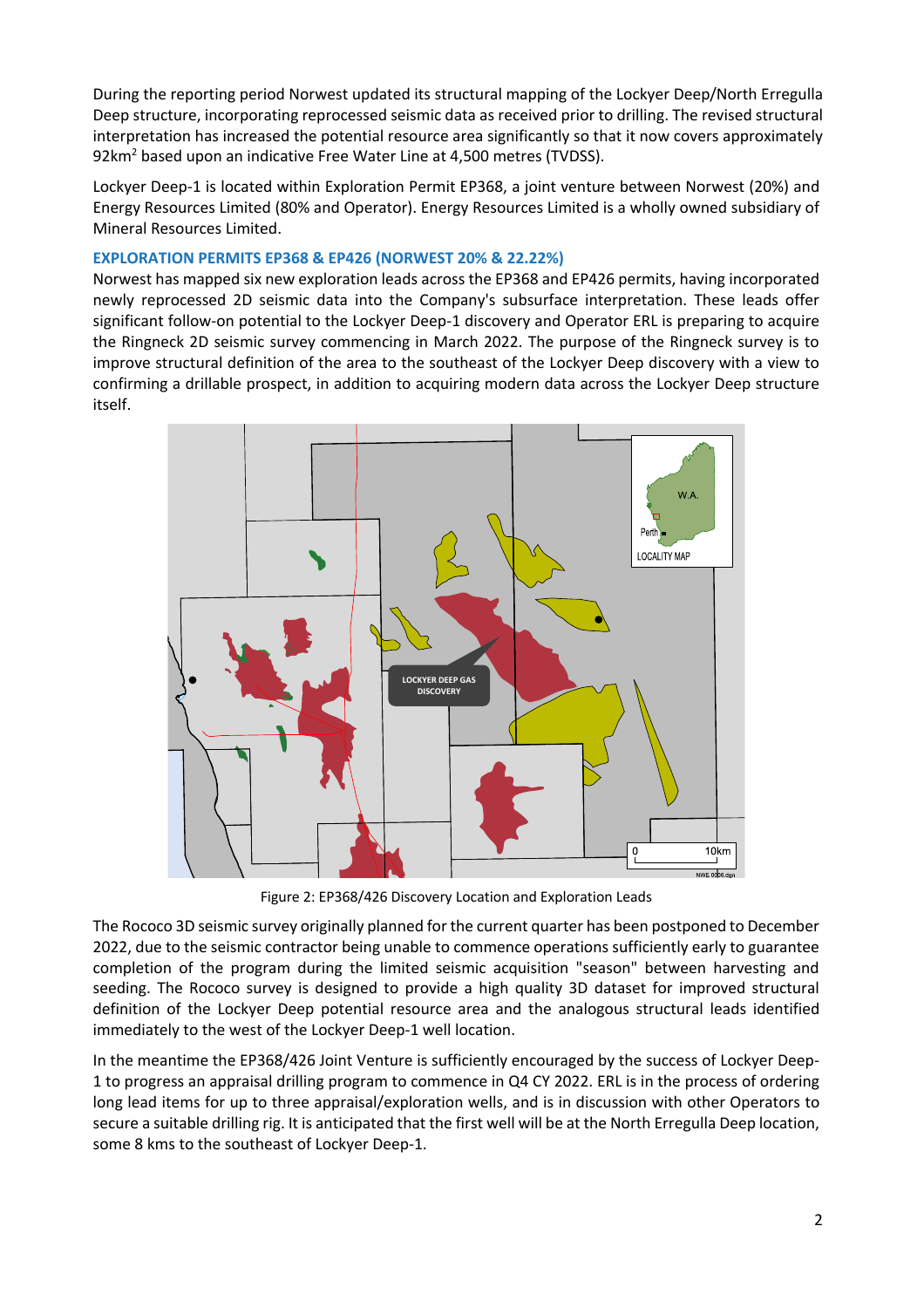During the reporting period Norwest updated its structural mapping of the Lockyer Deep/North Erregulla Deep structure, incorporating reprocessed seismic data as received prior to drilling. The revised structural interpretation has increased the potential resource area significantly so that it now covers approximately 92km$^2$ based upon an indicative Free Water Line at 4,500 metres (TVDSS).

Lockyer Deep-1 is located within Exploration Permit EP368, a joint venture between Norwest (20%) and Energy Resources Limited (80% and Operator). Energy Resources Limited is a wholly owned subsidiary of Mineral Resources Limited.

### EXPLORATION PERMITS EP368 & EP426 (NORWEST 20% & 22.22%)

Norwest has mapped six new exploration leads across the EP368 and EP426 permits, having incorporated newly reprocessed 2D seismic data into the Company's subsurface interpretation. These leads offer significant follow-on potential to the Lockyer Deep-1 discovery and Operator ERL is preparing to acquire the Ringneck 2D seismic survey commencing in March 2022. The purpose of the Ringneck survey is to improve structural definition of the area to the southeast of the Lockyer Deep discovery with a view to confirming a drillable prospect, in addition to acquiring modern data across the Lockyer Deep structure itself.

Figure 2: EP368/426 Discovery Location and Exploration Leads

The Rococo 3D seismic survey originally planned for the current quarter has been postponed to December 2022, due to the seismic contractor being unable to commence operations sufficiently early to guarantee completion of the program during the limited seismic acquisition "season" between harvesting and seeding. The Rococo survey is designed to provide a high quality 3D dataset for improved structural definition of the Lockyer Deep potential resource area and the analogous structural leads identified immediately to the west of the Lockyer Deep-1 well location.

In the meantime the EP368/426 Joint Venture is sufficiently encouraged by the success of Lockyer Deep-1 to progress an appraisal drilling program to commence in Q4 CY 2022. ERL is in the process of ordering long lead items for up to three appraisal/exploration wells, and is in discussion with other Operators to secure a suitable drilling rig. It is anticipated that the first well will be at the North Erregulla Deep location, some 8 kms to the southeast of Lockyer Deep-1.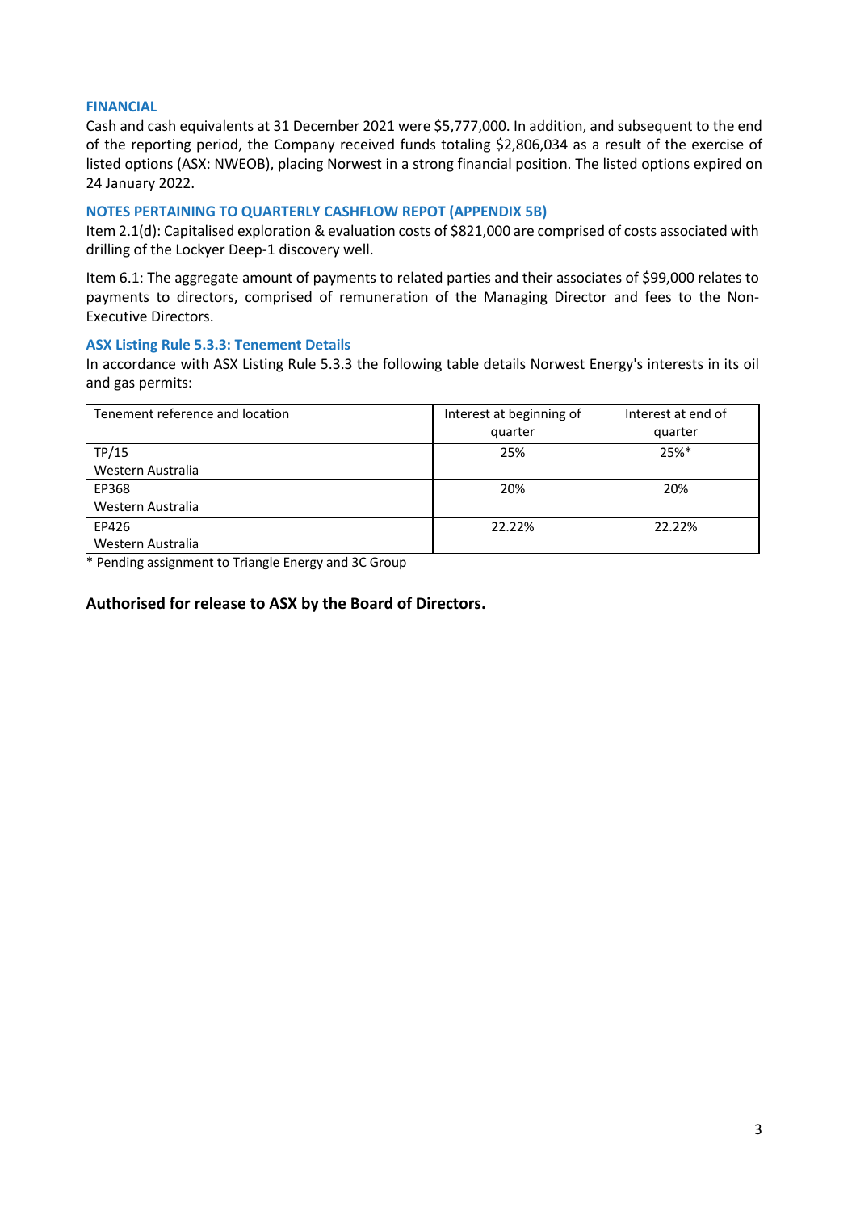### FINANCIAL

Cash and cash equivalents at 31 December 2021 were $5,777,000. In addition, and subsequent to the end of the reporting period, the Company received funds totaling $2,806,034 as a result of the exercise of listed options (ASX: NWEOB), placing Norwest in a strong financial position. The listed options expired on 24 January 2022.

### NOTES PERTAINING TO QUARTERLY CASHFLOW REPOT (APPENDIX 5B)

Item 2.1(d): Capitalised exploration & evaluation costs of $821,000 are comprised of costs associated with drilling of the Lockyer Deep-1 discovery well.

Item 6.1: The aggregate amount of payments to related parties and their associates of $99,000 relates to payments to directors, comprised of remuneration of the Managing Director and fees to the Non-Executive Directors.

### ASX Listing Rule 5.3.3: Tenement Details

In accordance with ASX Listing Rule 5.3.3 the following table details Norwest Energy's interests in its oil and gas permits:

| Tenement reference and location | Interest at beginning of quarter | Interest at end of quarter |
|---|---|---|
| TP/15<br>Western Australia | 25% | 25%* |
| EP368<br>Western Australia | 20% | 20% |
| EP426<br>Western Australia | 22.22% | 22.22% |

* Pending assignment to Triangle Energy and 3C Group

**Authorised for release to ASX by the Board of Directors.**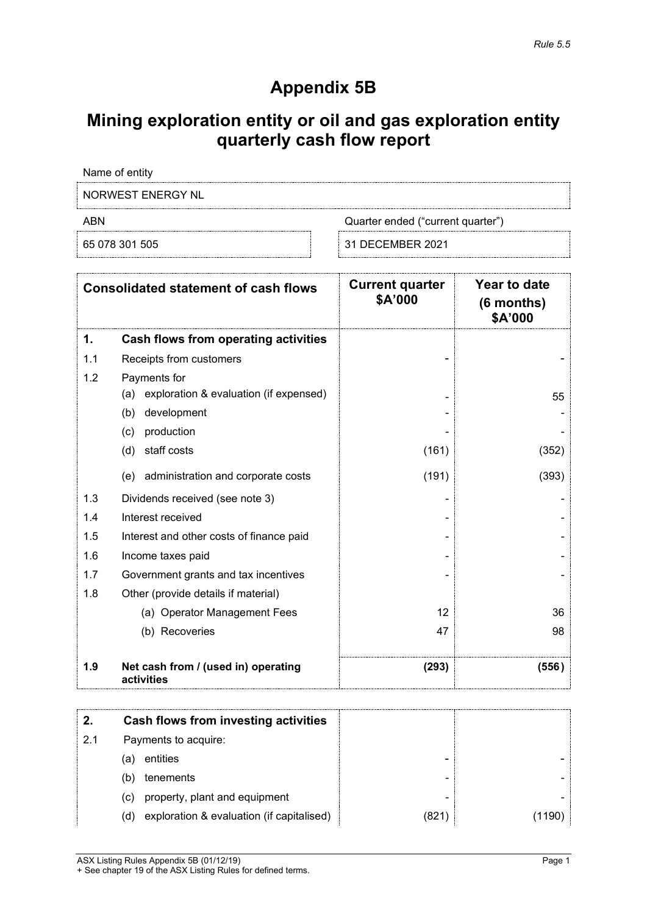*Rule 5.5*

# Appendix 5B

# Mining exploration entity or oil and gas exploration entity quarterly cash flow report

| Name of entity | |
|---|---|
| NORWEST ENERGY NL | |
| ABN | Quarter ended ("current quarter") |
| 65 078 301 505 | 31 DECEMBER 2021 |

| | Consolidated statement of cash flows | Current quarter $A'000 | Year to date (6 months) $A'000 |
|---|---|---|---|
| **1.** | **Cash flows from operating activities** | | |
| 1.1 | Receipts from customers | - | - |
| 1.2 | Payments for | | |
| | (a) exploration & evaluation (if expensed) | - | 55 |
| | (b) development | - | - |
| | (c) production | - | - |
| | (d) staff costs | (161) | (352) |
| | (e) administration and corporate costs | (191) | (393) |
| 1.3 | Dividends received (see note 3) | - | - |
| 1.4 | Interest received | - | - |
| 1.5 | Interest and other costs of finance paid | - | - |
| 1.6 | Income taxes paid | - | - |
| 1.7 | Government grants and tax incentives | - | - |
| 1.8 | Other (provide details if material) | | |
| | (a) Operator Management Fees | 12 | 36 |
| | (b) Recoveries | 47 | 98 |
| **1.9** | **Net cash from / (used in) operating activities** | **(293)** | **(556)** |

| | | | |
|---|---|---|---|
| **2.** | **Cash flows from investing activities** | | |
| 2.1 | Payments to acquire: | | |
| | (a) entities | - | - |
| | (b) tenements | - | - |
| | (c) property, plant and equipment | - | - |
| | (d) exploration & evaluation (if capitalised) | (821) | (1190) |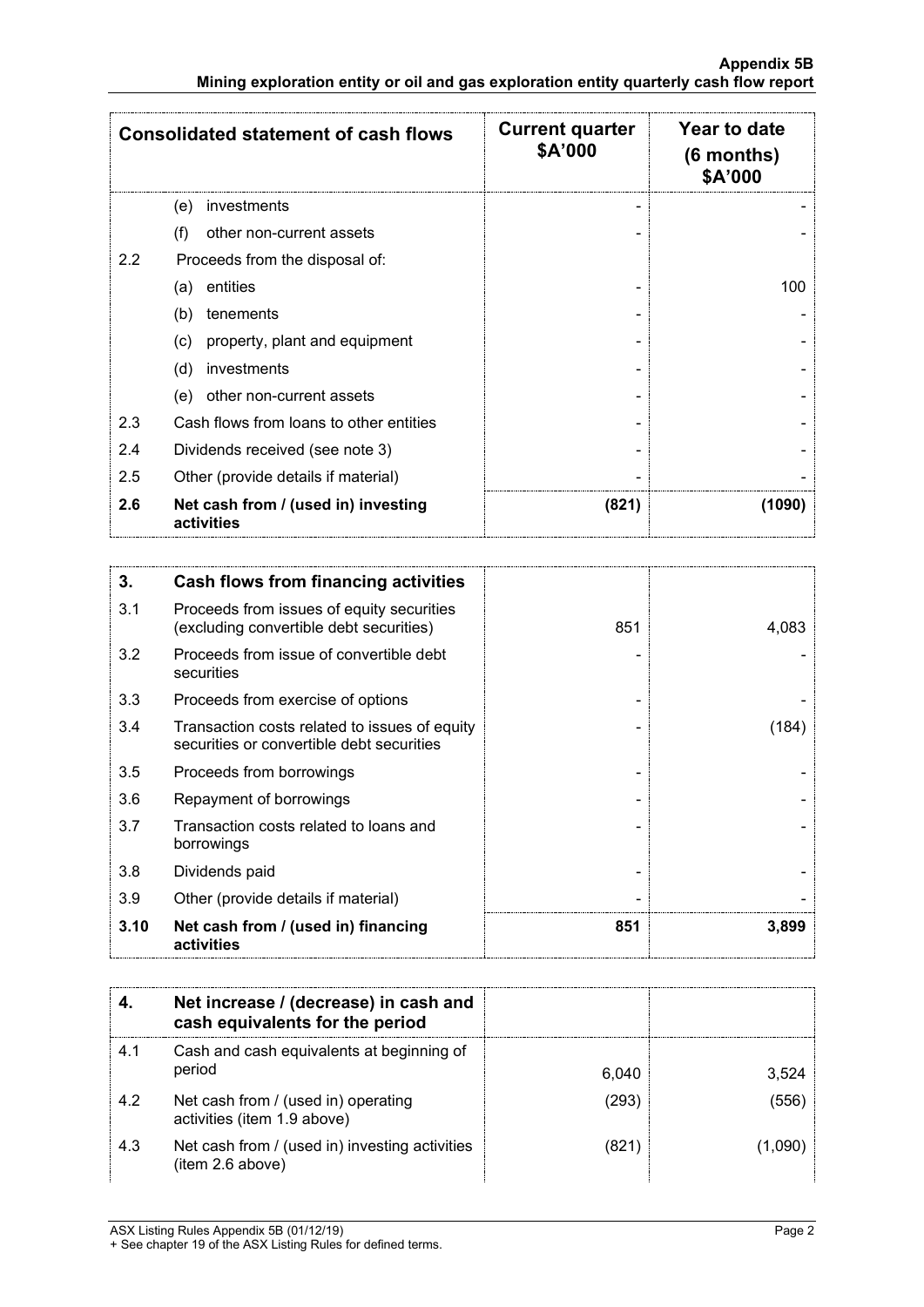| Consolidated statement of cash flows | | Current quarter $A'000 | Year to date (6 months) $A'000 |
|---|---|---|---|
| | (e) investments | - | - |
| | (f) other non-current assets | - | - |
| 2.2 | Proceeds from the disposal of: | | |
| | (a) entities | - | 100 |
| | (b) tenements | - | - |
| | (c) property, plant and equipment | - | - |
| | (d) investments | - | - |
| | (e) other non-current assets | - | - |
| 2.3 | Cash flows from loans to other entities | - | - |
| 2.4 | Dividends received (see note 3) | - | - |
| 2.5 | Other (provide details if material) | - | - |
| **2.6** | **Net cash from / (used in) investing activities** | **(821)** | **(1090)** |

| **3.** | **Cash flows from financing activities** | | |
|---|---|---|---|
| 3.1 | Proceeds from issues of equity securities (excluding convertible debt securities) | 851 | 4,083 |
| 3.2 | Proceeds from issue of convertible debt securities | - | - |
| 3.3 | Proceeds from exercise of options | - | - |
| 3.4 | Transaction costs related to issues of equity securities or convertible debt securities | - | (184) |
| 3.5 | Proceeds from borrowings | - | - |
| 3.6 | Repayment of borrowings | - | - |
| 3.7 | Transaction costs related to loans and borrowings | - | - |
| 3.8 | Dividends paid | - | - |
| 3.9 | Other (provide details if material) | - | - |
| **3.10** | **Net cash from / (used in) financing activities** | **851** | **3,899** |

| **4.** | **Net increase / (decrease) in cash and cash equivalents for the period** | | |
|---|---|---|---|
| 4.1 | Cash and cash equivalents at beginning of period | 6,040 | 3,524 |
| 4.2 | Net cash from / (used in) operating activities (item 1.9 above) | (293) | (556) |
| 4.3 | Net cash from / (used in) investing activities (item 2.6 above) | (821) | (1,090) |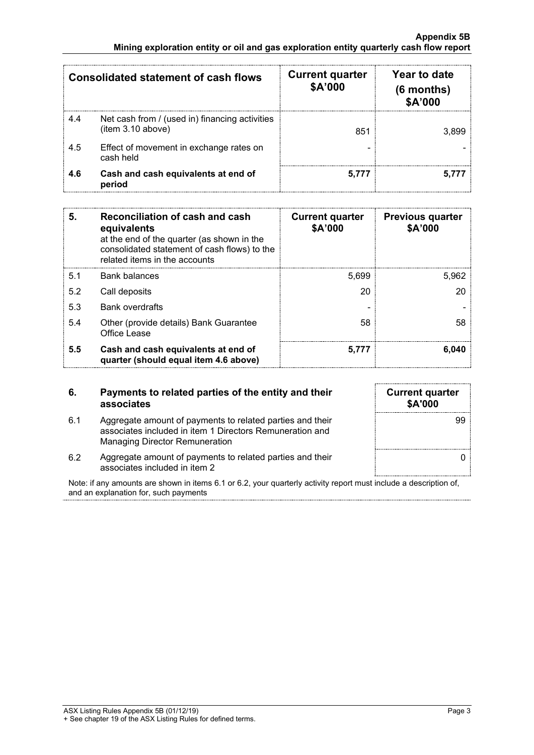| Consolidated statement of cash flows | | Current quarter $A'000 | Year to date (6 months) $A'000 |
|---|---|---|---|
| 4.4 | Net cash from / (used in) financing activities (item 3.10 above) | 851 | 3,899 |
| 4.5 | Effect of movement in exchange rates on cash held | - | - |
| **4.6** | **Cash and cash equivalents at end of period** | **5,777** | **5,777** |

| **5.** | **Reconciliation of cash and cash equivalents** at the end of the quarter (as shown in the consolidated statement of cash flows) to the related items in the accounts | **Current quarter $A'000** | **Previous quarter $A'000** |
|---|---|---|---|
| 5.1 | Bank balances | 5,699 | 5,962 |
| 5.2 | Call deposits | 20 | 20 |
| 5.3 | Bank overdrafts | - | - |
| 5.4 | Other (provide details) Bank Guarantee Office Lease | 58 | 58 |
| **5.5** | **Cash and cash equivalents at end of quarter (should equal item 4.6 above)** | **5,777** | **6,040** |

| **6.** | **Payments to related parties of the entity and their associates** | **Current quarter $A'000** |
|---|---|---|
| 6.1 | Aggregate amount of payments to related parties and their associates included in item 1 Directors Remuneration and Managing Director Remuneration | 99 |
| 6.2 | Aggregate amount of payments to related parties and their associates included in item 2 | 0 |

Note: if any amounts are shown in items 6.1 or 6.2, your quarterly activity report must include a description of, and an explanation for, such payments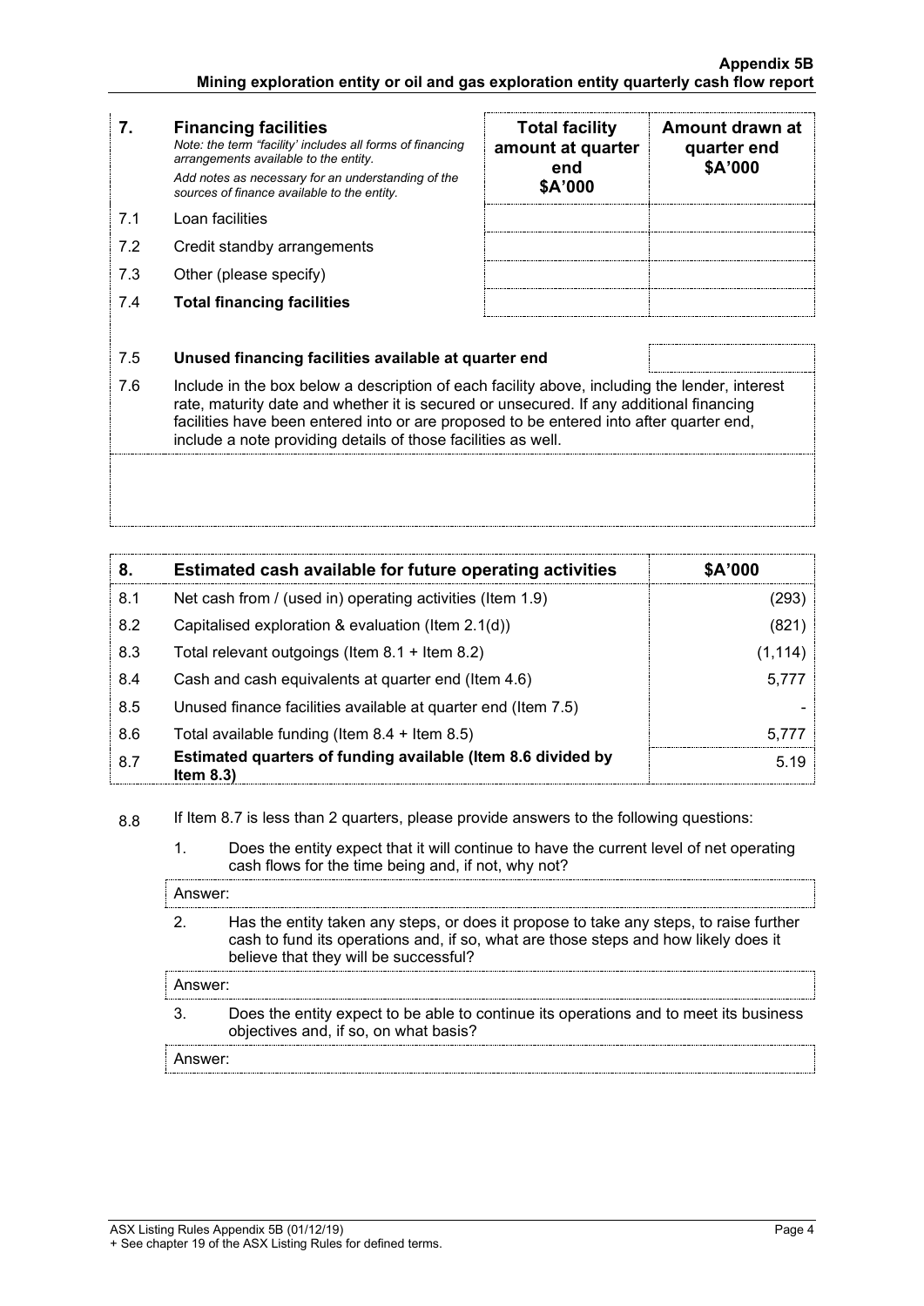| 7. | **Financing facilities** *Note: the term "facility' includes all forms of financing arrangements available to the entity.* *Add notes as necessary for an understanding of the sources of finance available to the entity.* | **Total facility amount at quarter end $A'000** | **Amount drawn at quarter end $A'000** |
|---|---|---|---|
| 7.1 | Loan facilities | | |
| 7.2 | Credit standby arrangements | | |
| 7.3 | Other (please specify) | | |
| 7.4 | **Total financing facilities** | | |

| | | |
|---|---|---|
| 7.5 | **Unused financing facilities available at quarter end** | |
| 7.6 | Include in the box below a description of each facility above, including the lender, interest rate, maturity date and whether it is secured or unsecured. If any additional financing facilities have been entered into or are proposed to be entered into after quarter end, include a note providing details of those facilities as well. | |
| | | |

| 8. | **Estimated cash available for future operating activities** | **$A'000** |
|---|---|---|
| 8.1 | Net cash from / (used in) operating activities (Item 1.9) | (293) |
| 8.2 | Capitalised exploration & evaluation (Item 2.1(d)) | (821) |
| 8.3 | Total relevant outgoings (Item 8.1 + Item 8.2) | (1,114) |
| 8.4 | Cash and cash equivalents at quarter end (Item 4.6) | 5,777 |
| 8.5 | Unused finance facilities available at quarter end (Item 7.5) | - |
| 8.6 | Total available funding (Item 8.4 + Item 8.5) | 5,777 |
| 8.7 | **Estimated quarters of funding available (Item 8.6 divided by Item 8.3)** | 5.19 |

8.8 If Item 8.7 is less than 2 quarters, please provide answers to the following questions:

1. Does the entity expect that it will continue to have the current level of net operating cash flows for the time being and, if not, why not?

Answer:

2. Has the entity taken any steps, or does it propose to take any steps, to raise further cash to fund its operations and, if so, what are those steps and how likely does it believe that they will be successful?

Answer:

3. Does the entity expect to be able to continue its operations and to meet its business objectives and, if so, on what basis?

Answer: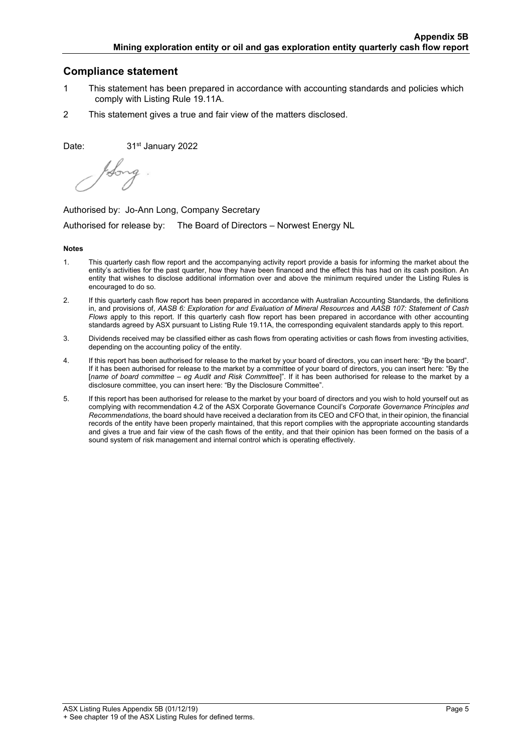## Compliance statement

1 This statement has been prepared in accordance with accounting standards and policies which comply with Listing Rule 19.11A.

2 This statement gives a true and fair view of the matters disclosed.

Date: 31st January 2022

Authorised by: Jo-Ann Long, Company Secretary

Authorised for release by: The Board of Directors – Norwest Energy NL

**Notes**

1. This quarterly cash flow report and the accompanying activity report provide a basis for informing the market about the entity's activities for the past quarter, how they have been financed and the effect this has had on its cash position. An entity that wishes to disclose additional information over and above the minimum required under the Listing Rules is encouraged to do so.
2. If this quarterly cash flow report has been prepared in accordance with Australian Accounting Standards, the definitions in, and provisions of, *AASB 6: Exploration for and Evaluation of Mineral Resources* and *AASB 107: Statement of Cash Flows* apply to this report. If this quarterly cash flow report has been prepared in accordance with other accounting standards agreed by ASX pursuant to Listing Rule 19.11A, the corresponding equivalent standards apply to this report.
3. Dividends received may be classified either as cash flows from operating activities or cash flows from investing activities, depending on the accounting policy of the entity.
4. If this report has been authorised for release to the market by your board of directors, you can insert here: "By the board". If it has been authorised for release to the market by a committee of your board of directors, you can insert here: "By the [*name of board committee – eg Audit and Risk Committee*]". If it has been authorised for release to the market by a disclosure committee, you can insert here: "By the Disclosure Committee".
5. If this report has been authorised for release to the market by your board of directors and you wish to hold yourself out as complying with recommendation 4.2 of the ASX Corporate Governance Council's *Corporate Governance Principles and Recommendations*, the board should have received a declaration from its CEO and CFO that, in their opinion, the financial records of the entity have been properly maintained, that this report complies with the appropriate accounting standards and gives a true and fair view of the cash flows of the entity, and that their opinion has been formed on the basis of a sound system of risk management and internal control which is operating effectively.